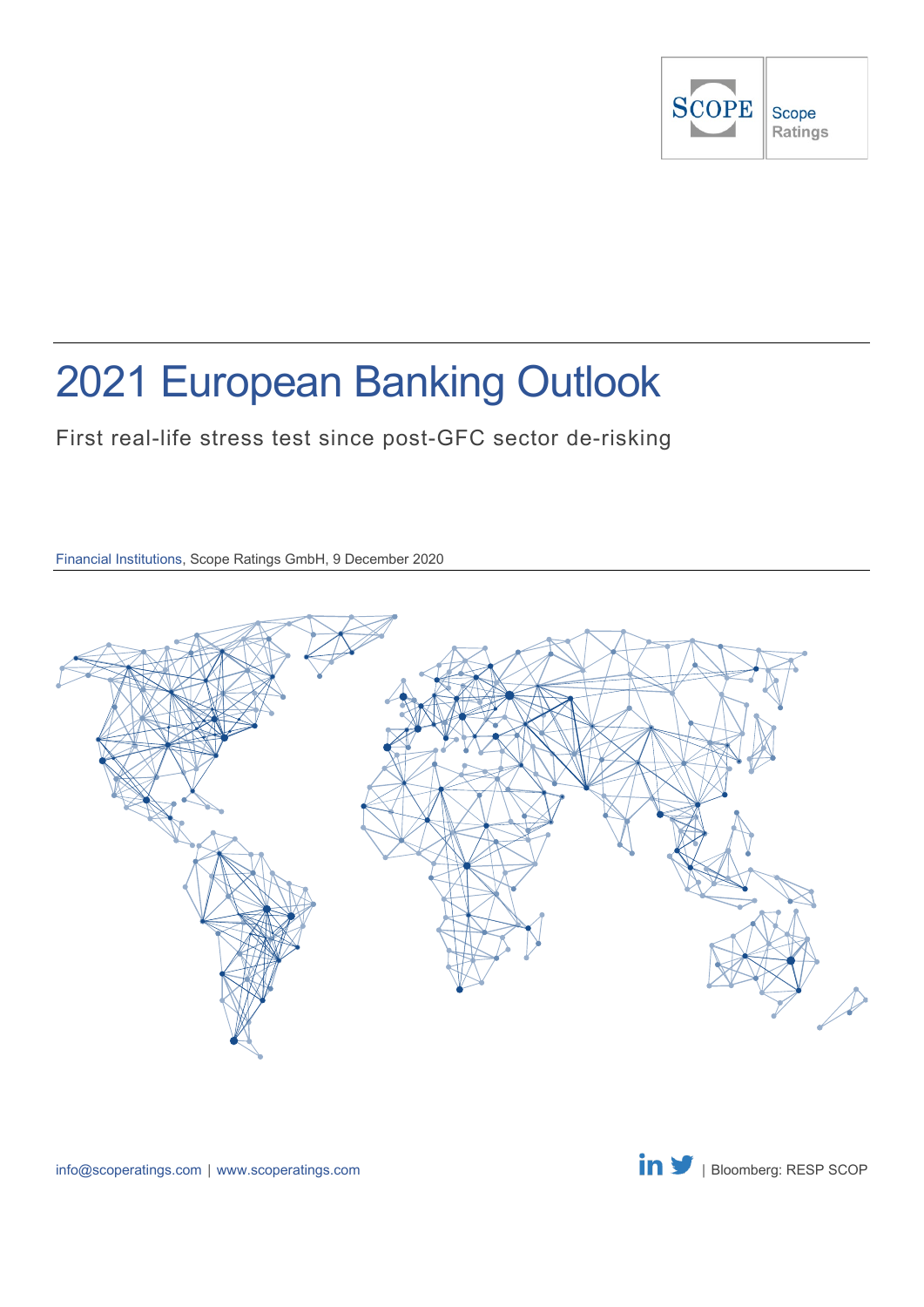SCOPE | Scope Ratings

# 2021 European Banking Outlook

First real-life stress test since post-GFC sector de-risking

Financial Institutions, Scope Ratings GmbH, 9 December 2020

info@scoperatings.com | www.scoperatings.com

| Bloomberg: RESP SCOP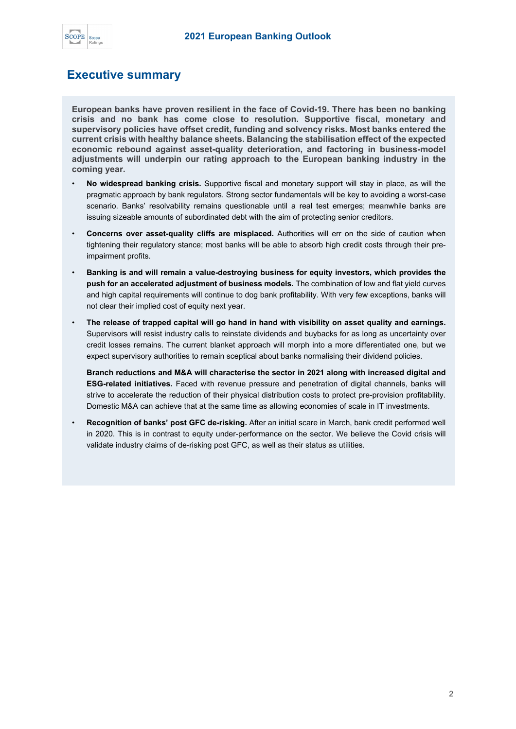## Executive summary

**European banks have proven resilient in the face of Covid-19. There has been no banking crisis and no bank has come close to resolution. Supportive fiscal, monetary and supervisory policies have offset credit, funding and solvency risks. Most banks entered the current crisis with healthy balance sheets. Balancing the stabilisation effect of the expected economic rebound against asset-quality deterioration, and factoring in business-model adjustments will underpin our rating approach to the European banking industry in the coming year.**

- **No widespread banking crisis.** Supportive fiscal and monetary support will stay in place, as will the pragmatic approach by bank regulators. Strong sector fundamentals will be key to avoiding a worst-case scenario. Banks' resolvability remains questionable until a real test emerges; meanwhile banks are issuing sizeable amounts of subordinated debt with the aim of protecting senior creditors.
- **Concerns over asset-quality cliffs are misplaced.** Authorities will err on the side of caution when tightening their regulatory stance; most banks will be able to absorb high credit costs through their pre-impairment profits.
- **Banking is and will remain a value-destroying business for equity investors, which provides the push for an accelerated adjustment of business models.** The combination of low and flat yield curves and high capital requirements will continue to dog bank profitability. With very few exceptions, banks will not clear their implied cost of equity next year.
- **The release of trapped capital will go hand in hand with visibility on asset quality and earnings.** Supervisors will resist industry calls to reinstate dividends and buybacks for as long as uncertainty over credit losses remains. The current blanket approach will morph into a more differentiated one, but we expect supervisory authorities to remain sceptical about banks normalising their dividend policies.

  **Branch reductions and M&A will characterise the sector in 2021 along with increased digital and ESG-related initiatives.** Faced with revenue pressure and penetration of digital channels, banks will strive to accelerate the reduction of their physical distribution costs to protect pre-provision profitability. Domestic M&A can achieve that at the same time as allowing economies of scale in IT investments.
- **Recognition of banks' post GFC de-risking.** After an initial scare in March, bank credit performed well in 2020. This is in contrast to equity under-performance on the sector. We believe the Covid crisis will validate industry claims of de-risking post GFC, as well as their status as utilities.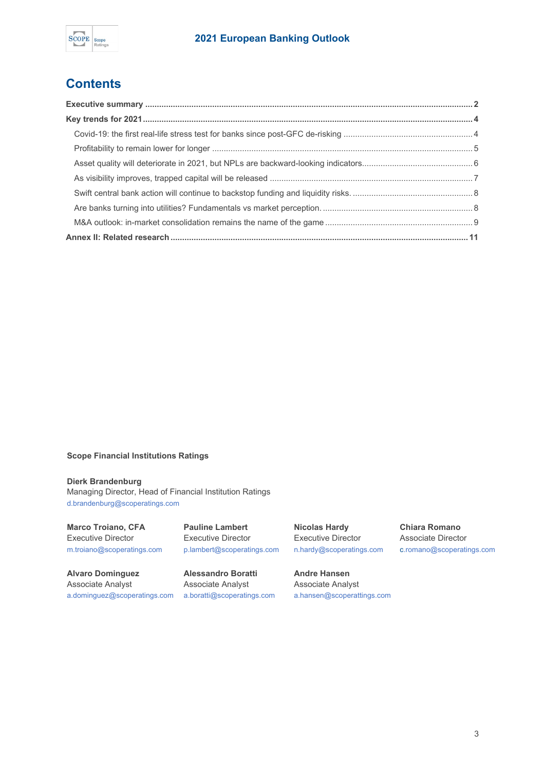# Contents

**Executive summary ........................................................................ 2**

**Key trends for 2021 ........................................................................ 4**

- Covid-19: the first real-life stress test for banks since post-GFC de-risking ........................................ 4
- Profitability to remain lower for longer ........................................ 5
- Asset quality will deteriorate in 2021, but NPLs are backward-looking indicators ........................................ 6
- As visibility improves, trapped capital will be released ........................................ 7
- Swift central bank action will continue to backstop funding and liquidity risks. ........................................ 8
- Are banks turning into utilities? Fundamentals vs market perception. ........................................ 8
- M&A outlook: in-market consolidation remains the name of the game ........................................ 9

**Annex II: Related research ........................................................................ 11**

**Scope Financial Institutions Ratings**

**Dierk Brandenburg**
Managing Director, Head of Financial Institution Ratings
d.brandenburg@scoperatings.com

**Marco Troiano, CFA**
Executive Director
m.troiano@scoperatings.com

**Pauline Lambert**
Executive Director
p.lambert@scoperatings.com

**Nicolas Hardy**
Executive Director
n.hardy@scoperatings.com

**Chiara Romano**
Associate Director
c.romano@scoperatings.com

**Alvaro Dominguez**
Associate Analyst
a.dominguez@scoperatings.com

**Alessandro Boratti**
Associate Analyst
a.boratti@scoperatings.com

**Andre Hansen**
Associate Analyst
a.hansen@scoperattings.com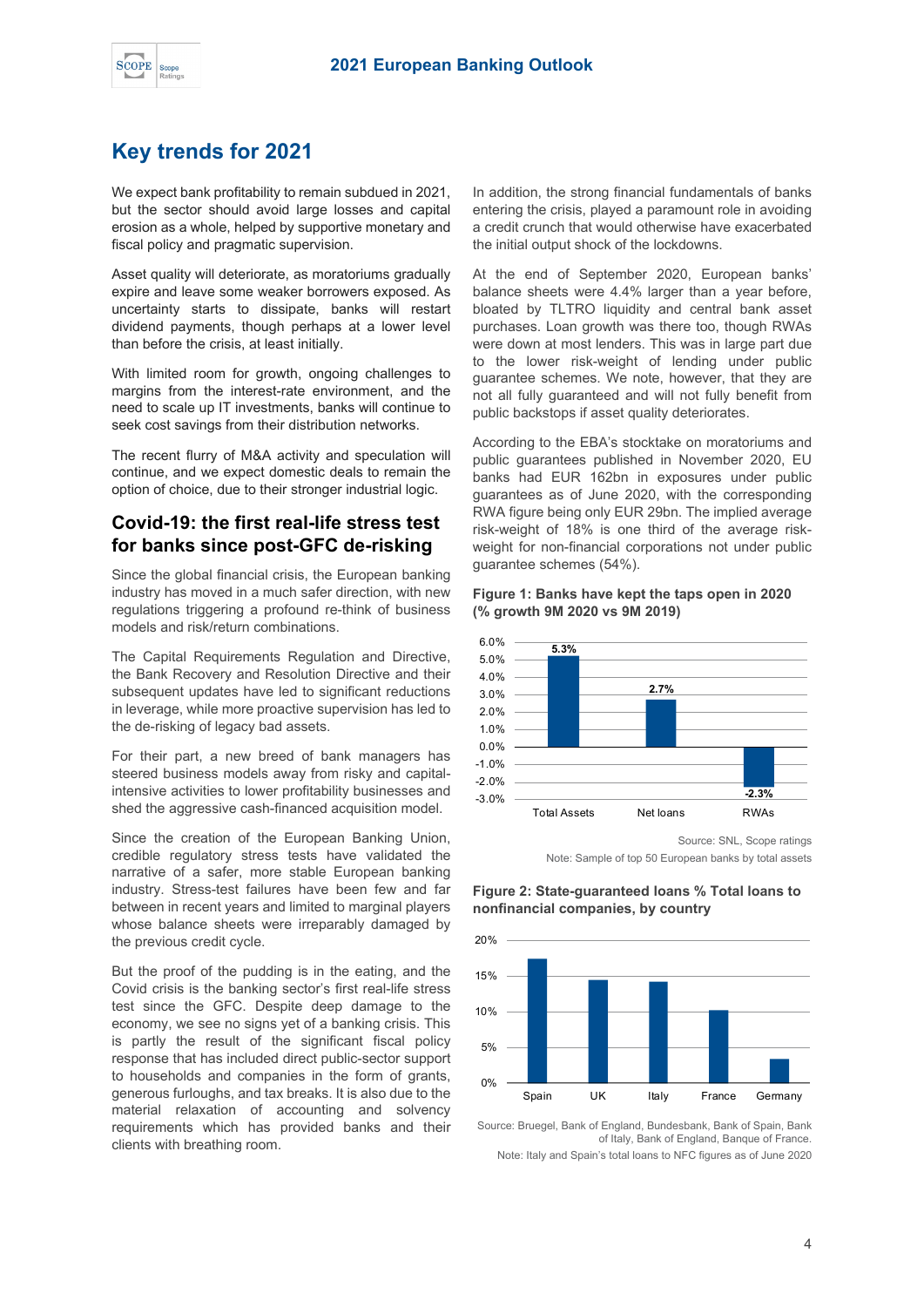# Key trends for 2021

We expect bank profitability to remain subdued in 2021, but the sector should avoid large losses and capital erosion as a whole, helped by supportive monetary and fiscal policy and pragmatic supervision.

Asset quality will deteriorate, as moratoriums gradually expire and leave some weaker borrowers exposed. As uncertainty starts to dissipate, banks will restart dividend payments, though perhaps at a lower level than before the crisis, at least initially.

With limited room for growth, ongoing challenges to margins from the interest-rate environment, and the need to scale up IT investments, banks will continue to seek cost savings from their distribution networks.

The recent flurry of M&A activity and speculation will continue, and we expect domestic deals to remain the option of choice, due to their stronger industrial logic.

## Covid-19: the first real-life stress test for banks since post-GFC de-risking

Since the global financial crisis, the European banking industry has moved in a much safer direction, with new regulations triggering a profound re-think of business models and risk/return combinations.

The Capital Requirements Regulation and Directive, the Bank Recovery and Resolution Directive and their subsequent updates have led to significant reductions in leverage, while more proactive supervision has led to the de-risking of legacy bad assets.

For their part, a new breed of bank managers has steered business models away from risky and capital-intensive activities to lower profitability businesses and shed the aggressive cash-financed acquisition model.

Since the creation of the European Banking Union, credible regulatory stress tests have validated the narrative of a safer, more stable European banking industry. Stress-test failures have been few and far between in recent years and limited to marginal players whose balance sheets were irreparably damaged by the previous credit cycle.

But the proof of the pudding is in the eating, and the Covid crisis is the banking sector's first real-life stress test since the GFC. Despite deep damage to the economy, we see no signs yet of a banking crisis. This is partly the result of the significant fiscal policy response that has included direct public-sector support to households and companies in the form of grants, generous furloughs, and tax breaks. It is also due to the material relaxation of accounting and solvency requirements which has provided banks and their clients with breathing room.

In addition, the strong financial fundamentals of banks entering the crisis, played a paramount role in avoiding a credit crunch that would otherwise have exacerbated the initial output shock of the lockdowns.

At the end of September 2020, European banks' balance sheets were 4.4% larger than a year before, bloated by TLTRO liquidity and central bank asset purchases. Loan growth was there too, though RWAs were down at most lenders. This was in large part due to the lower risk-weight of lending under public guarantee schemes. We note, however, that they are not all fully guaranteed and will not fully benefit from public backstops if asset quality deteriorates.

According to the EBA's stocktake on moratoriums and public guarantees published in November 2020, EU banks had EUR 162bn in exposures under public guarantees as of June 2020, with the corresponding RWA figure being only EUR 29bn. The implied average risk-weight of 18% is one third of the average risk-weight for non-financial corporations not under public guarantee schemes (54%).

**Figure 1: Banks have kept the taps open in 2020 (% growth 9M 2020 vs 9M 2019)**

| | % growth |
|---|---|
| Total Assets | 5.3% |
| Net loans | 2.7% |
| RWAs | -2.3% |

Source: SNL, Scope ratings

Note: Sample of top 50 European banks by total assets

**Figure 2: State-guaranteed loans % Total loans to nonfinancial companies, by country**

| Country | % (approx.) |
|---|---|
| Spain | ~17% |
| UK | ~14% |
| Italy | ~14% |
| France | ~10% |
| Germany | ~3% |

Source: Bruegel, Bank of England, Bundesbank, Bank of Spain, Bank of Italy, Bank of England, Banque of France.

Note: Italy and Spain's total loans to NFC figures as of June 2020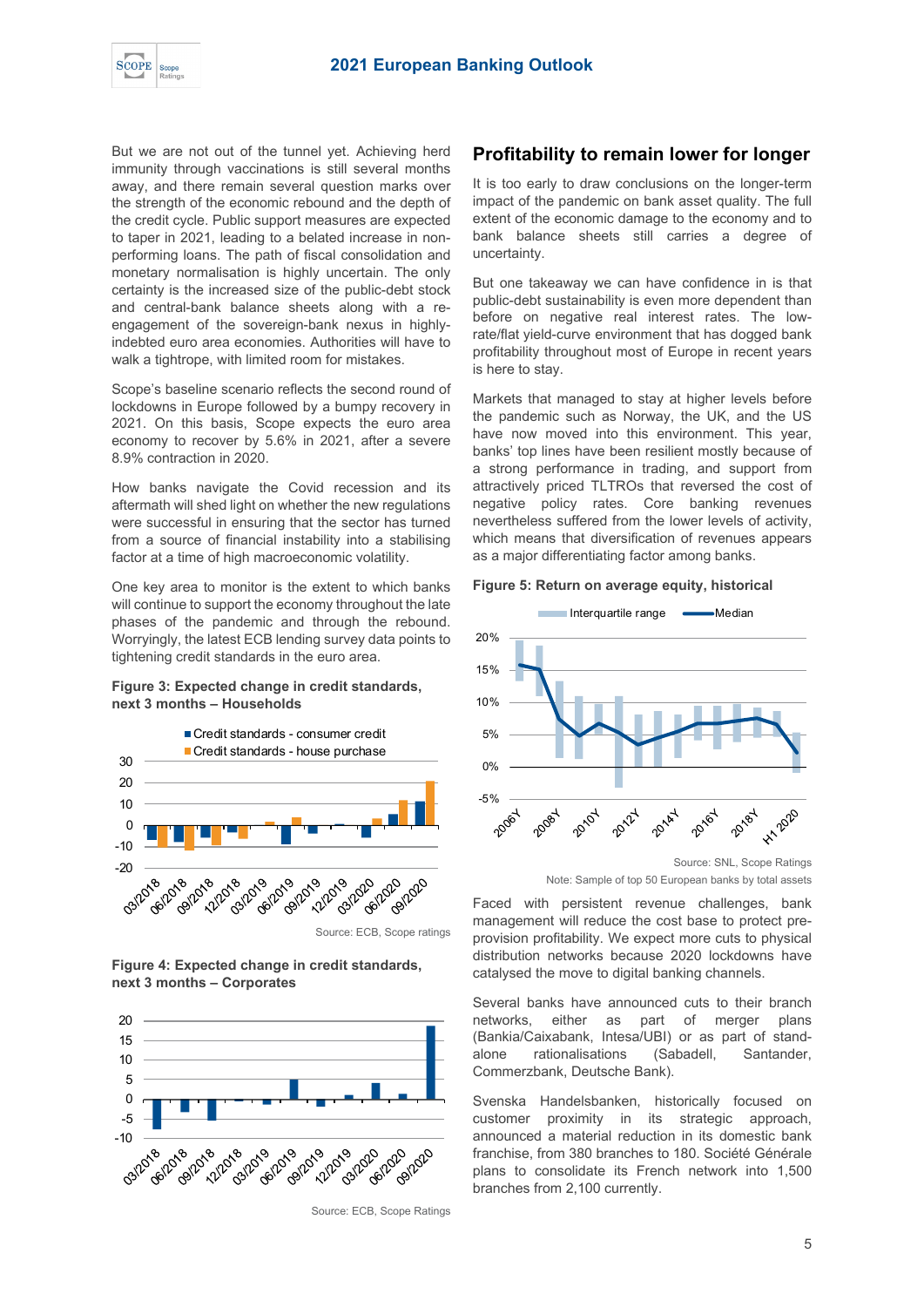But we are not out of the tunnel yet. Achieving herd immunity through vaccinations is still several months away, and there remain several question marks over the strength of the economic rebound and the depth of the credit cycle. Public support measures are expected to taper in 2021, leading to a belated increase in non-performing loans. The path of fiscal consolidation and monetary normalisation is highly uncertain. The only certainty is the increased size of the public-debt stock and central-bank balance sheets along with a re-engagement of the sovereign-bank nexus in highly-indebted euro area economies. Authorities will have to walk a tightrope, with limited room for mistakes.

Scope's baseline scenario reflects the second round of lockdowns in Europe followed by a bumpy recovery in 2021. On this basis, Scope expects the euro area economy to recover by 5.6% in 2021, after a severe 8.9% contraction in 2020.

How banks navigate the Covid recession and its aftermath will shed light on whether the new regulations were successful in ensuring that the sector has turned from a source of financial instability into a stabilising factor at a time of high macroeconomic volatility.

One key area to monitor is the extent to which banks will continue to support the economy throughout the late phases of the pandemic and through the rebound. Worryingly, the latest ECB lending survey data points to tightening credit standards in the euro area.

**Figure 3: Expected change in credit standards, next 3 months – Households**

Source: ECB, Scope ratings

**Figure 4: Expected change in credit standards, next 3 months – Corporates**

Source: ECB, Scope Ratings

## Profitability to remain lower for longer

It is too early to draw conclusions on the longer-term impact of the pandemic on bank asset quality. The full extent of the economic damage to the economy and to bank balance sheets still carries a degree of uncertainty.

But one takeaway we can have confidence in is that public-debt sustainability is even more dependent than before on negative real interest rates. The low-rate/flat yield-curve environment that has dogged bank profitability throughout most of Europe in recent years is here to stay.

Markets that managed to stay at higher levels before the pandemic such as Norway, the UK, and the US have now moved into this environment. This year, banks' top lines have been resilient mostly because of a strong performance in trading, and support from attractively priced TLTROs that reversed the cost of negative policy rates. Core banking revenues nevertheless suffered from the lower levels of activity, which means that diversification of revenues appears as a major differentiating factor among banks.

**Figure 5: Return on average equity, historical**

Source: SNL, Scope Ratings

Note: Sample of top 50 European banks by total assets

Faced with persistent revenue challenges, bank management will reduce the cost base to protect pre-provision profitability. We expect more cuts to physical distribution networks because 2020 lockdowns have catalysed the move to digital banking channels.

Several banks have announced cuts to their branch networks, either as part of merger plans (Bankia/Caixabank, Intesa/UBI) or as part of stand-alone rationalisations (Sabadell, Santander, Commerzbank, Deutsche Bank).

Svenska Handelsbanken, historically focused on customer proximity in its strategic approach, announced a material reduction in its domestic bank franchise, from 380 branches to 180. Société Générale plans to consolidate its French network into 1,500 branches from 2,100 currently.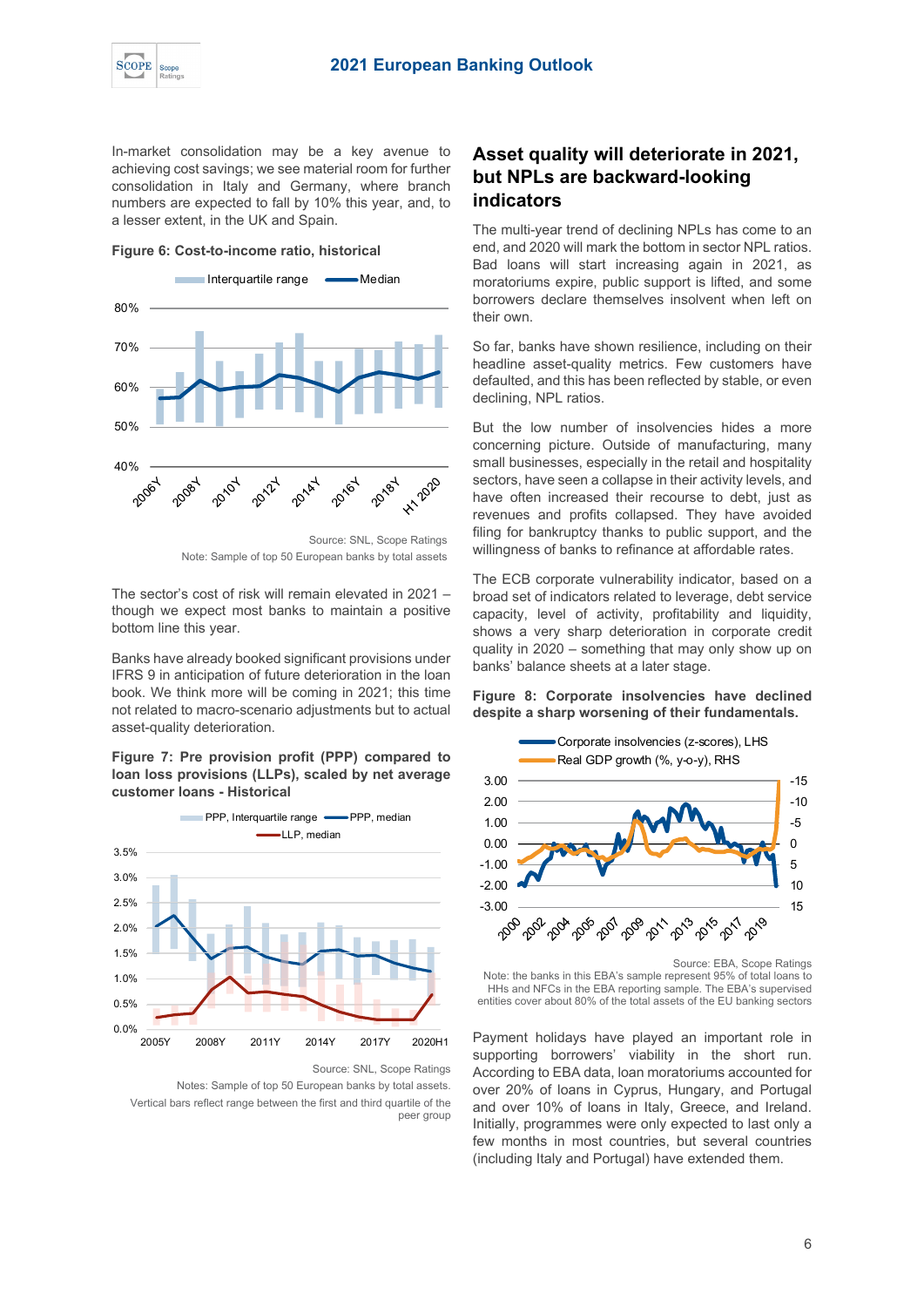In-market consolidation may be a key avenue to achieving cost savings; we see material room for further consolidation in Italy and Germany, where branch numbers are expected to fall by 10% this year, and, to a lesser extent, in the UK and Spain.

**Figure 6: Cost-to-income ratio, historical**

Source: SNL, Scope Ratings

Note: Sample of top 50 European banks by total assets

The sector's cost of risk will remain elevated in 2021 – though we expect most banks to maintain a positive bottom line this year.

Banks have already booked significant provisions under IFRS 9 in anticipation of future deterioration in the loan book. We think more will be coming in 2021; this time not related to macro-scenario adjustments but to actual asset-quality deterioration.

**Figure 7: Pre provision profit (PPP) compared to loan loss provisions (LLPs), scaled by net average customer loans - Historical**

Source: SNL, Scope Ratings

Notes: Sample of top 50 European banks by total assets.

Vertical bars reflect range between the first and third quartile of the peer group

## Asset quality will deteriorate in 2021, but NPLs are backward-looking indicators

The multi-year trend of declining NPLs has come to an end, and 2020 will mark the bottom in sector NPL ratios. Bad loans will start increasing again in 2021, as moratoriums expire, public support is lifted, and some borrowers declare themselves insolvent when left on their own.

So far, banks have shown resilience, including on their headline asset-quality metrics. Few customers have defaulted, and this has been reflected by stable, or even declining, NPL ratios.

But the low number of insolvencies hides a more concerning picture. Outside of manufacturing, many small businesses, especially in the retail and hospitality sectors, have seen a collapse in their activity levels, and have often increased their recourse to debt, just as revenues and profits collapsed. They have avoided filing for bankruptcy thanks to public support, and the willingness of banks to refinance at affordable rates.

The ECB corporate vulnerability indicator, based on a broad set of indicators related to leverage, debt service capacity, level of activity, profitability and liquidity, shows a very sharp deterioration in corporate credit quality in 2020 – something that may only show up on banks' balance sheets at a later stage.

**Figure 8: Corporate insolvencies have declined despite a sharp worsening of their fundamentals.**

Source: EBA, Scope Ratings

Note: the banks in this EBA's sample represent 95% of total loans to HHs and NFCs in the EBA reporting sample. The EBA's supervised entities cover about 80% of the total assets of the EU banking sectors

Payment holidays have played an important role in supporting borrowers' viability in the short run. According to EBA data, loan moratoriums accounted for over 20% of loans in Cyprus, Hungary, and Portugal and over 10% of loans in Italy, Greece, and Ireland. Initially, programmes were only expected to last only a few months in most countries, but several countries (including Italy and Portugal) have extended them.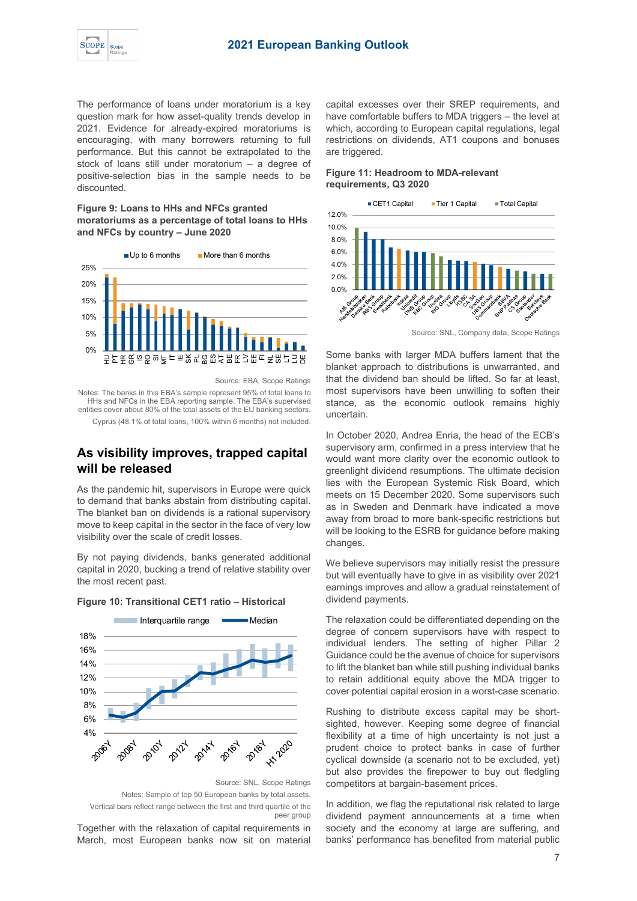The performance of loans under moratorium is a key question mark for how asset-quality trends develop in 2021. Evidence for already-expired moratoriums is encouraging, with many borrowers returning to full performance. But this cannot be extrapolated to the stock of loans still under moratorium – a degree of positive-selection bias in the sample needs to be discounted.

**Figure 9: Loans to HHs and NFCs granted moratoriums as a percentage of total loans to HHs and NFCs by country – June 2020**

Source: EBA, Scope Ratings

Notes: The banks in this EBA's sample represent 95% of total loans to HHs and NFCs in the EBA reporting sample. The EBA's supervised entities cover about 80% of the total assets of the EU banking sectors.

Cyprus (48.1% of total loans, 100% within 6 months) not included.

## As visibility improves, trapped capital will be released

As the pandemic hit, supervisors in Europe were quick to demand that banks abstain from distributing capital. The blanket ban on dividends is a rational supervisory move to keep capital in the sector in the face of very low visibility over the scale of credit losses.

By not paying dividends, banks generated additional capital in 2020, bucking a trend of relative stability over the most recent past.

**Figure 10: Transitional CET1 ratio – Historical**

Source: SNL, Scope Ratings

Notes: Sample of top 50 European banks by total assets.

Vertical bars reflect range between the first and third quartile of the peer group

Together with the relaxation of capital requirements in March, most European banks now sit on material capital excesses over their SREP requirements, and have comfortable buffers to MDA triggers – the level at which, according to European capital regulations, legal restrictions on dividends, AT1 coupons and bonuses are triggered.

**Figure 11: Headroom to MDA-relevant requirements, Q3 2020**

Source: SNL, Company data, Scope Ratings

Some banks with larger MDA buffers lament that the blanket approach to distributions is unwarranted, and that the dividend ban should be lifted. So far at least, most supervisors have been unwilling to soften their stance, as the economic outlook remains highly uncertain.

In October 2020, Andrea Enria, the head of the ECB's supervisory arm, confirmed in a press interview that he would want more clarity over the economic outlook to greenlight dividend resumptions. The ultimate decision lies with the European Systemic Risk Board, which meets on 15 December 2020. Some supervisors such as in Sweden and Denmark have indicated a move away from broad to more bank-specific restrictions but will be looking to the ESRB for guidance before making changes.

We believe supervisors may initially resist the pressure but will eventually have to give in as visibility over 2021 earnings improves and allow a gradual reinstatement of dividend payments.

The relaxation could be differentiated depending on the degree of concern supervisors have with respect to individual lenders. The setting of higher Pillar 2 Guidance could be the avenue of choice for supervisors to lift the blanket ban while still pushing individual banks to retain additional equity above the MDA trigger to cover potential capital erosion in a worst-case scenario.

Rushing to distribute excess capital may be short-sighted, however. Keeping some degree of financial flexibility at a time of high uncertainty is not just a prudent choice to protect banks in case of further cyclical downside (a scenario not to be excluded, yet) but also provides the firepower to buy out fledgling competitors at bargain-basement prices.

In addition, we flag the reputational risk related to large dividend payment announcements at a time when society and the economy at large are suffering, and banks' performance has benefited from material public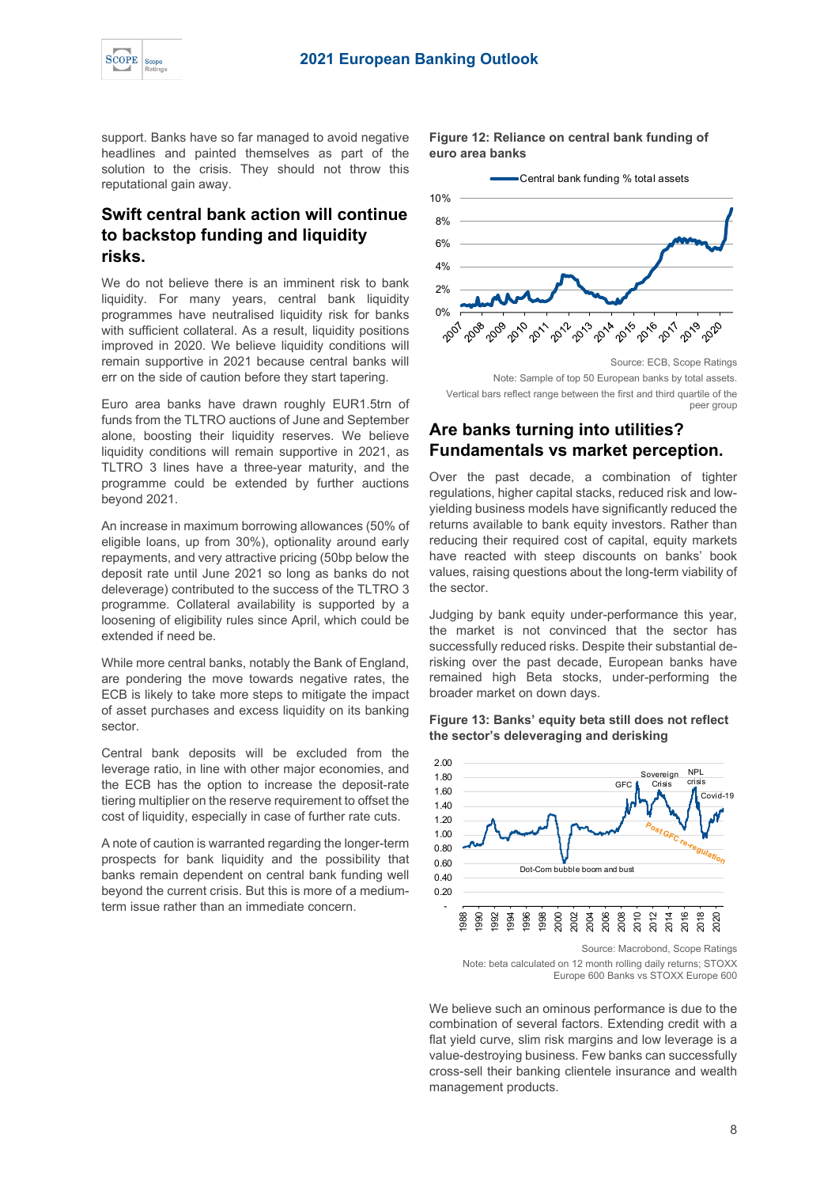support. Banks have so far managed to avoid negative headlines and painted themselves as part of the solution to the crisis. They should not throw this reputational gain away.

## Swift central bank action will continue to backstop funding and liquidity risks.

We do not believe there is an imminent risk to bank liquidity. For many years, central bank liquidity programmes have neutralised liquidity risk for banks with sufficient collateral. As a result, liquidity positions improved in 2020. We believe liquidity conditions will remain supportive in 2021 because central banks will err on the side of caution before they start tapering.

Euro area banks have drawn roughly EUR1.5trn of funds from the TLTRO auctions of June and September alone, boosting their liquidity reserves. We believe liquidity conditions will remain supportive in 2021, as TLTRO 3 lines have a three-year maturity, and the programme could be extended by further auctions beyond 2021.

An increase in maximum borrowing allowances (50% of eligible loans, up from 30%), optionality around early repayments, and very attractive pricing (50bp below the deposit rate until June 2021 so long as banks do not deleverage) contributed to the success of the TLTRO 3 programme. Collateral availability is supported by a loosening of eligibility rules since April, which could be extended if need be.

While more central banks, notably the Bank of England, are pondering the move towards negative rates, the ECB is likely to take more steps to mitigate the impact of asset purchases and excess liquidity on its banking sector.

Central bank deposits will be excluded from the leverage ratio, in line with other major economies, and the ECB has the option to increase the deposit-rate tiering multiplier on the reserve requirement to offset the cost of liquidity, especially in case of further rate cuts.

A note of caution is warranted regarding the longer-term prospects for bank liquidity and the possibility that banks remain dependent on central bank funding well beyond the current crisis. But this is more of a medium-term issue rather than an immediate concern.

**Figure 12: Reliance on central bank funding of euro area banks**

Source: ECB, Scope Ratings

Note: Sample of top 50 European banks by total assets.
Vertical bars reflect range between the first and third quartile of the peer group

## Are banks turning into utilities? Fundamentals vs market perception.

Over the past decade, a combination of tighter regulations, higher capital stacks, reduced risk and low-yielding business models have significantly reduced the returns available to bank equity investors. Rather than reducing their required cost of capital, equity markets have reacted with steep discounts on banks' book values, raising questions about the long-term viability of the sector.

Judging by bank equity under-performance this year, the market is not convinced that the sector has successfully reduced risks. Despite their substantial de-risking over the past decade, European banks have remained high Beta stocks, under-performing the broader market on down days.

**Figure 13: Banks' equity beta still does not reflect the sector's deleveraging and derisking**

Source: Macrobond, Scope Ratings

Note: beta calculated on 12 month rolling daily returns; STOXX Europe 600 Banks vs STOXX Europe 600

We believe such an ominous performance is due to the combination of several factors. Extending credit with a flat yield curve, slim risk margins and low leverage is a value-destroying business. Few banks can successfully cross-sell their banking clientele insurance and wealth management products.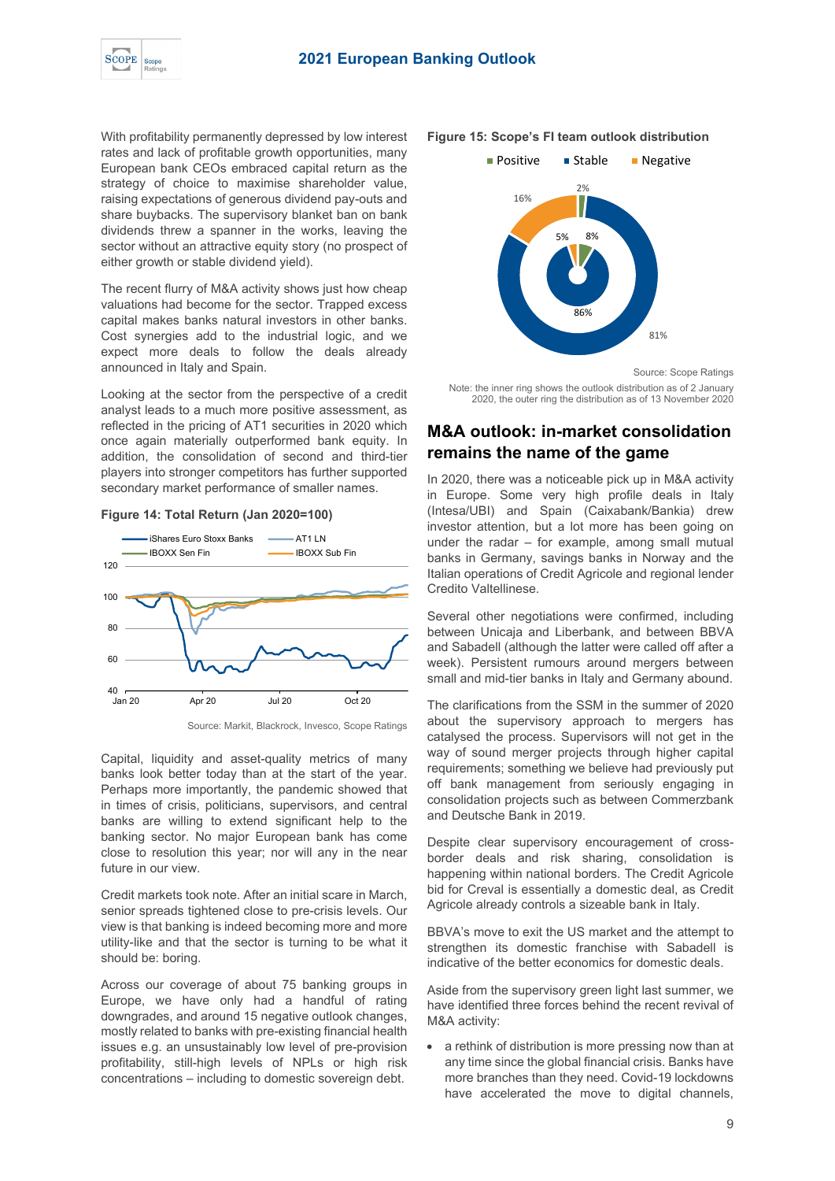With profitability permanently depressed by low interest rates and lack of profitable growth opportunities, many European bank CEOs embraced capital return as the strategy of choice to maximise shareholder value, raising expectations of generous dividend pay-outs and share buybacks. The supervisory blanket ban on bank dividends threw a spanner in the works, leaving the sector without an attractive equity story (no prospect of either growth or stable dividend yield).

The recent flurry of M&A activity shows just how cheap valuations had become for the sector. Trapped excess capital makes banks natural investors in other banks. Cost synergies add to the industrial logic, and we expect more deals to follow the deals already announced in Italy and Spain.

Looking at the sector from the perspective of a credit analyst leads to a much more positive assessment, as reflected in the pricing of AT1 securities in 2020 which once again materially outperformed bank equity. In addition, the consolidation of second and third-tier players into stronger competitors has further supported secondary market performance of smaller names.

**Figure 14: Total Return (Jan 2020=100)**

Source: Markit, Blackrock, Invesco, Scope Ratings

Capital, liquidity and asset-quality metrics of many banks look better today than at the start of the year. Perhaps more importantly, the pandemic showed that in times of crisis, politicians, supervisors, and central banks are willing to extend significant help to the banking sector. No major European bank has come close to resolution this year; nor will any in the near future in our view.

Credit markets took note. After an initial scare in March, senior spreads tightened close to pre-crisis levels. Our view is that banking is indeed becoming more and more utility-like and that the sector is turning to be what it should be: boring.

Across our coverage of about 75 banking groups in Europe, we have only had a handful of rating downgrades, and around 15 negative outlook changes, mostly related to banks with pre-existing financial health issues e.g. an unsustainably low level of pre-provision profitability, still-high levels of NPLs or high risk concentrations – including to domestic sovereign debt.

**Figure 15: Scope's FI team outlook distribution**

Source: Scope Ratings

Note: the inner ring shows the outlook distribution as of 2 January 2020, the outer ring the distribution as of 13 November 2020

## M&A outlook: in-market consolidation remains the name of the game

In 2020, there was a noticeable pick up in M&A activity in Europe. Some very high profile deals in Italy (Intesa/UBI) and Spain (Caixabank/Bankia) drew investor attention, but a lot more has been going on under the radar – for example, among small mutual banks in Germany, savings banks in Norway and the Italian operations of Credit Agricole and regional lender Credito Valtellinese.

Several other negotiations were confirmed, including between Unicaja and Liberbank, and between BBVA and Sabadell (although the latter were called off after a week). Persistent rumours around mergers between small and mid-tier banks in Italy and Germany abound.

The clarifications from the SSM in the summer of 2020 about the supervisory approach to mergers has catalysed the process. Supervisors will not get in the way of sound merger projects through higher capital requirements; something we believe had previously put off bank management from seriously engaging in consolidation projects such as between Commerzbank and Deutsche Bank in 2019.

Despite clear supervisory encouragement of cross-border deals and risk sharing, consolidation is happening within national borders. The Credit Agricole bid for Creval is essentially a domestic deal, as Credit Agricole already controls a sizeable bank in Italy.

BBVA's move to exit the US market and the attempt to strengthen its domestic franchise with Sabadell is indicative of the better economics for domestic deals.

Aside from the supervisory green light last summer, we have identified three forces behind the recent revival of M&A activity:

- a rethink of distribution is more pressing now than at any time since the global financial crisis. Banks have more branches than they need. Covid-19 lockdowns have accelerated the move to digital channels,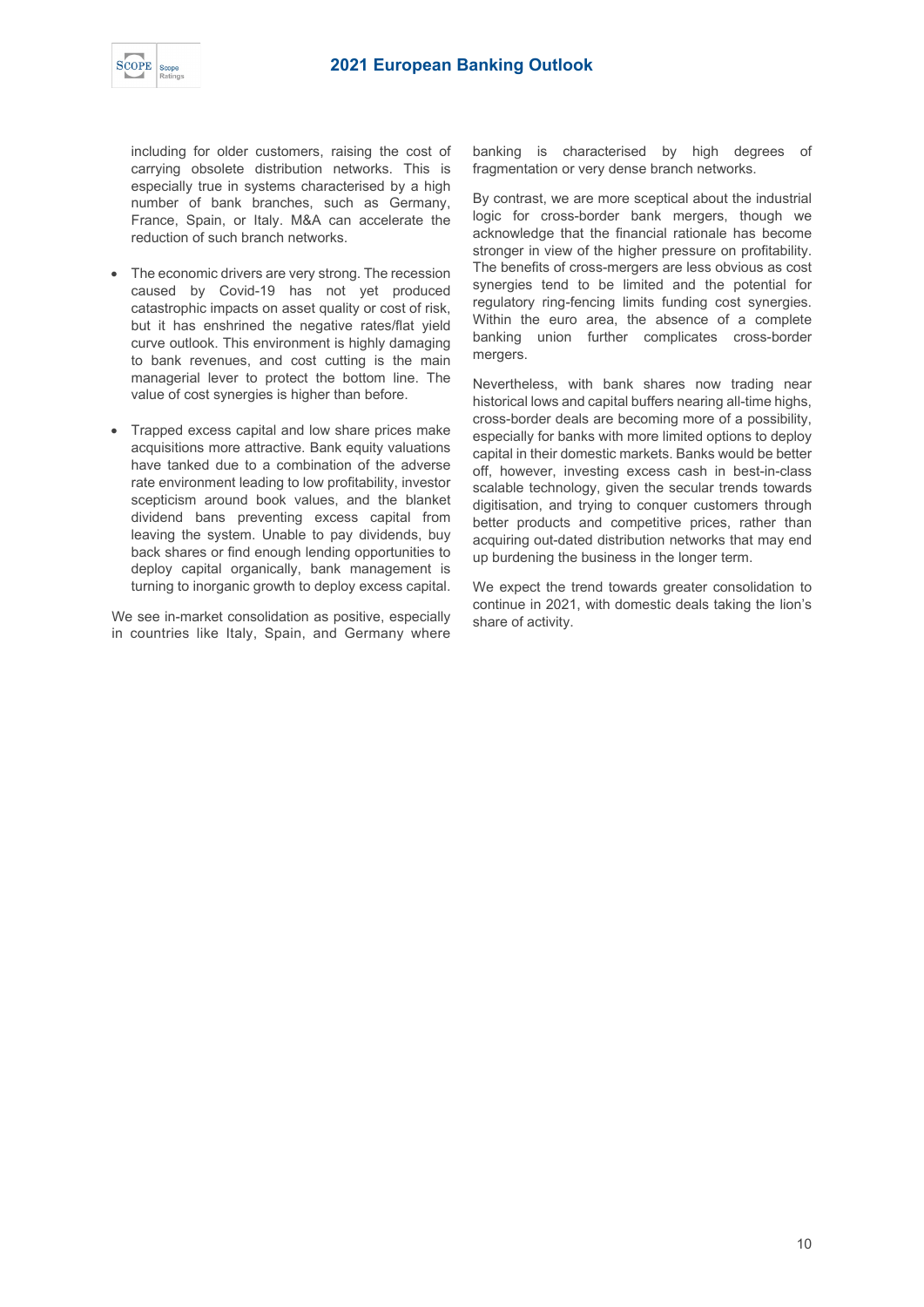including for older customers, raising the cost of carrying obsolete distribution networks. This is especially true in systems characterised by a high number of bank branches, such as Germany, France, Spain, or Italy. M&A can accelerate the reduction of such branch networks.

- The economic drivers are very strong. The recession caused by Covid-19 has not yet produced catastrophic impacts on asset quality or cost of risk, but it has enshrined the negative rates/flat yield curve outlook. This environment is highly damaging to bank revenues, and cost cutting is the main managerial lever to protect the bottom line. The value of cost synergies is higher than before.

- Trapped excess capital and low share prices make acquisitions more attractive. Bank equity valuations have tanked due to a combination of the adverse rate environment leading to low profitability, investor scepticism around book values, and the blanket dividend bans preventing excess capital from leaving the system. Unable to pay dividends, buy back shares or find enough lending opportunities to deploy capital organically, bank management is turning to inorganic growth to deploy excess capital.

We see in-market consolidation as positive, especially in countries like Italy, Spain, and Germany where banking is characterised by high degrees of fragmentation or very dense branch networks.

By contrast, we are more sceptical about the industrial logic for cross-border bank mergers, though we acknowledge that the financial rationale has become stronger in view of the higher pressure on profitability. The benefits of cross-mergers are less obvious as cost synergies tend to be limited and the potential for regulatory ring-fencing limits funding cost synergies. Within the euro area, the absence of a complete banking union further complicates cross-border mergers.

Nevertheless, with bank shares now trading near historical lows and capital buffers nearing all-time highs, cross-border deals are becoming more of a possibility, especially for banks with more limited options to deploy capital in their domestic markets. Banks would be better off, however, investing excess cash in best-in-class scalable technology, given the secular trends towards digitisation, and trying to conquer customers through better products and competitive prices, rather than acquiring out-dated distribution networks that may end up burdening the business in the longer term.

We expect the trend towards greater consolidation to continue in 2021, with domestic deals taking the lion's share of activity.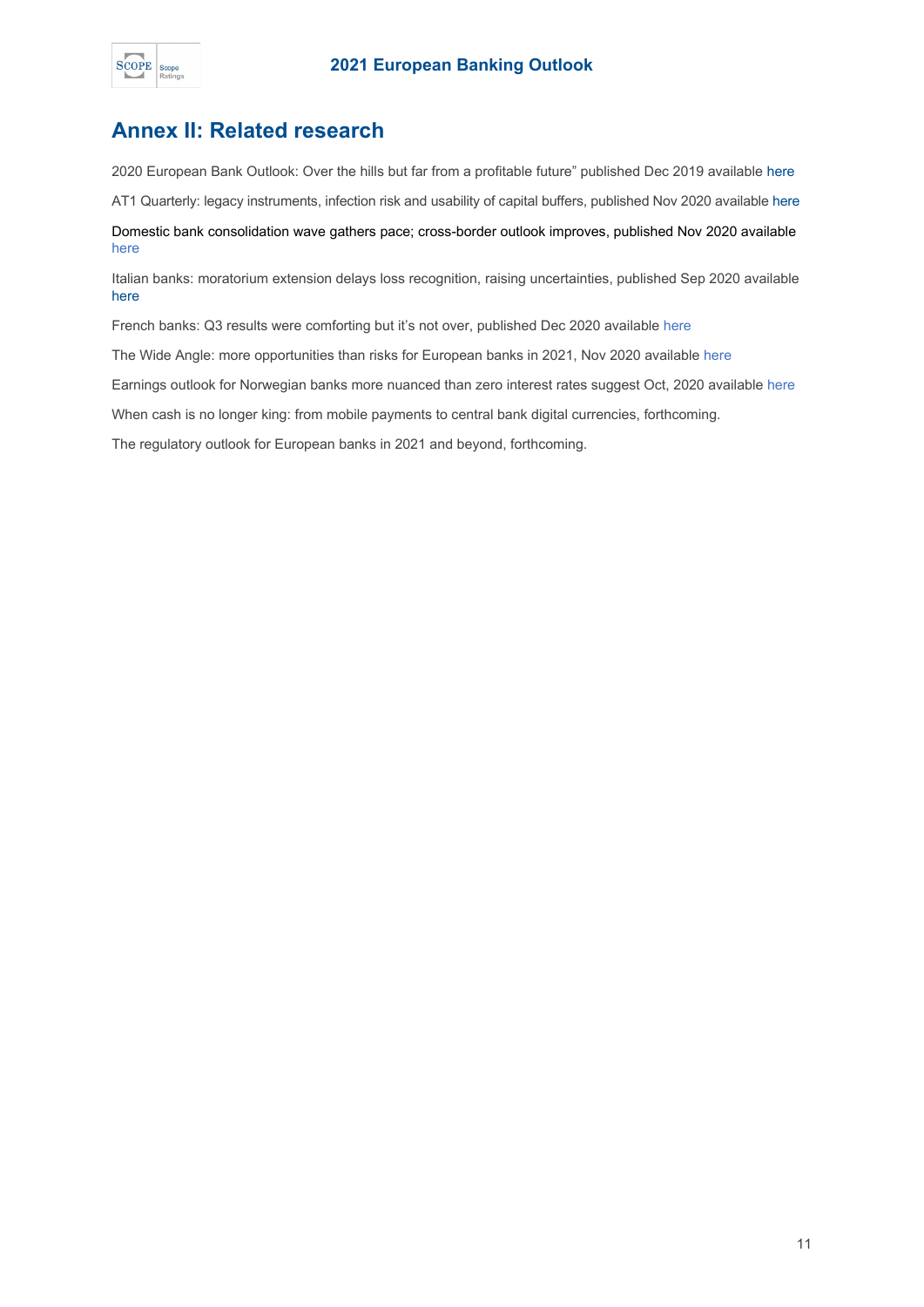## Annex II: Related research

2020 European Bank Outlook: Over the hills but far from a profitable future" published Dec 2019 available here

AT1 Quarterly: legacy instruments, infection risk and usability of capital buffers, published Nov 2020 available here

Domestic bank consolidation wave gathers pace; cross-border outlook improves, published Nov 2020 available here

Italian banks: moratorium extension delays loss recognition, raising uncertainties, published Sep 2020 available here

French banks: Q3 results were comforting but it's not over, published Dec 2020 available here

The Wide Angle: more opportunities than risks for European banks in 2021, Nov 2020 available here

Earnings outlook for Norwegian banks more nuanced than zero interest rates suggest Oct, 2020 available here

When cash is no longer king: from mobile payments to central bank digital currencies, forthcoming.

The regulatory outlook for European banks in 2021 and beyond, forthcoming.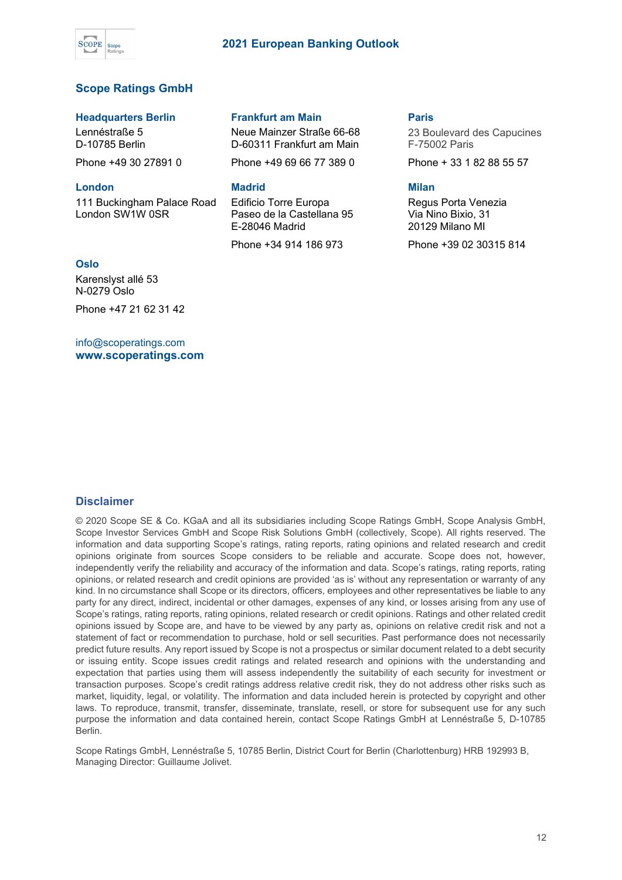## Scope Ratings GmbH

### Headquarters Berlin

Lennéstraße 5
D-10785 Berlin

Phone +49 30 27891 0

### Frankfurt am Main

Neue Mainzer Straße 66-68
D-60311 Frankfurt am Main

Phone +49 69 66 77 389 0

### Paris

23 Boulevard des Capucines
F-75002 Paris

Phone + 33 1 82 88 55 57

### London

111 Buckingham Palace Road
London SW1W 0SR

### Madrid

Edificio Torre Europa
Paseo de la Castellana 95
E-28046 Madrid

Phone +34 914 186 973

### Milan

Regus Porta Venezia
Via Nino Bixio, 31
20129 Milano MI

Phone +39 02 30315 814

### Oslo

Karenslyst allé 53
N-0279 Oslo

Phone +47 21 62 31 42

info@scoperatings.com
**www.scoperatings.com**

## Disclaimer

© 2020 Scope SE & Co. KGaA and all its subsidiaries including Scope Ratings GmbH, Scope Analysis GmbH, Scope Investor Services GmbH and Scope Risk Solutions GmbH (collectively, Scope). All rights reserved. The information and data supporting Scope's ratings, rating reports, rating opinions and related research and credit opinions originate from sources Scope considers to be reliable and accurate. Scope does not, however, independently verify the reliability and accuracy of the information and data. Scope's ratings, rating reports, rating opinions, or related research and credit opinions are provided 'as is' without any representation or warranty of any kind. In no circumstance shall Scope or its directors, officers, employees and other representatives be liable to any party for any direct, indirect, incidental or other damages, expenses of any kind, or losses arising from any use of Scope's ratings, rating reports, rating opinions, related research or credit opinions. Ratings and other related credit opinions issued by Scope are, and have to be viewed by any party as, opinions on relative credit risk and not a statement of fact or recommendation to purchase, hold or sell securities. Past performance does not necessarily predict future results. Any report issued by Scope is not a prospectus or similar document related to a debt security or issuing entity. Scope issues credit ratings and related research and opinions with the understanding and expectation that parties using them will assess independently the suitability of each security for investment or transaction purposes. Scope's credit ratings address relative credit risk, they do not address other risks such as market, liquidity, legal, or volatility. The information and data included herein is protected by copyright and other laws. To reproduce, transmit, transfer, disseminate, translate, resell, or store for subsequent use for any such purpose the information and data contained herein, contact Scope Ratings GmbH at Lennéstraße 5, D-10785 Berlin.

Scope Ratings GmbH, Lennéstraße 5, 10785 Berlin, District Court for Berlin (Charlottenburg) HRB 192993 B, Managing Director: Guillaume Jolivet.